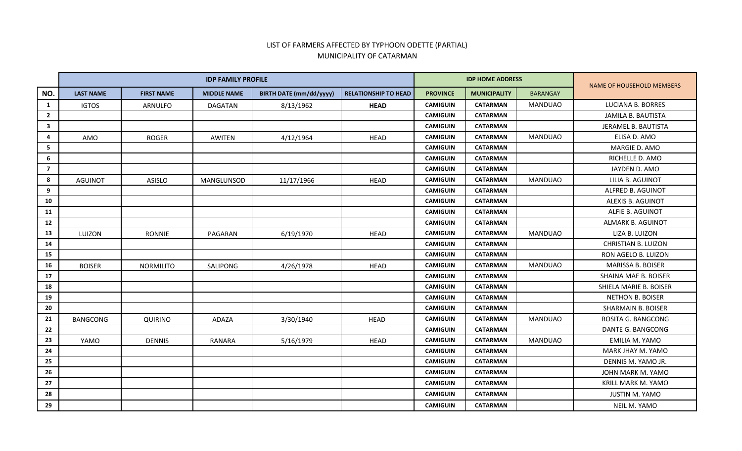LIST OF FARMERS AFFECTED BY TYPHOON ODETTE (PARTIAL)
MUNICIPALITY OF CATARMAN

| | IDP FAMILY PROFILE | | | | | IDP HOME ADDRESS | | | NAME OF HOUSEHOLD MEMBERS |
|---|---|---|---|---|---|---|---|---|---|
| NO. | LAST NAME | FIRST NAME | MIDDLE NAME | BIRTH DATE (mm/dd/yyyy) | RELATIONSHIP TO HEAD | PROVINCE | MUNICIPALITY | BARANGAY | |
| 1 | IGTOS | ARNULFO | DAGATAN | 8/13/1962 | **HEAD** | CAMIGUIN | CATARMAN | MANDUAO | LUCIANA B. BORRES |
| 2 | | | | | | CAMIGUIN | CATARMAN | | JAMILA B. BAUTISTA |
| 3 | | | | | | CAMIGUIN | CATARMAN | | JERAMEL B. BAUTISTA |
| 4 | AMO | ROGER | AWITEN | 4/12/1964 | HEAD | CAMIGUIN | CATARMAN | MANDUAO | ELISA D. AMO |
| 5 | | | | | | CAMIGUIN | CATARMAN | | MARGIE D. AMO |
| 6 | | | | | | CAMIGUIN | CATARMAN | | RICHELLE D. AMO |
| 7 | | | | | | CAMIGUIN | CATARMAN | | JAYDEN D. AMO |
| 8 | AGUINOT | ASISLO | MANGLUNSOD | 11/17/1966 | HEAD | CAMIGUIN | CATARMAN | MANDUAO | LILIA B. AGUINOT |
| 9 | | | | | | CAMIGUIN | CATARMAN | | ALFRED B. AGUINOT |
| 10 | | | | | | CAMIGUIN | CATARMAN | | ALEXIS B. AGUINOT |
| 11 | | | | | | CAMIGUIN | CATARMAN | | ALFIE B. AGUINOT |
| 12 | | | | | | CAMIGUIN | CATARMAN | | ALMARK B. AGUINOT |
| 13 | LUIZON | RONNIE | PAGARAN | 6/19/1970 | HEAD | CAMIGUIN | CATARMAN | MANDUAO | LIZA B. LUIZON |
| 14 | | | | | | CAMIGUIN | CATARMAN | | CHRISTIAN B. LUIZON |
| 15 | | | | | | CAMIGUIN | CATARMAN | | RON AGELO B. LUIZON |
| 16 | BOISER | NORMILITO | SALIPONG | 4/26/1978 | HEAD | CAMIGUIN | CATARMAN | MANDUAO | MARISSA B. BOISER |
| 17 | | | | | | CAMIGUIN | CATARMAN | | SHAINA MAE B. BOISER |
| 18 | | | | | | CAMIGUIN | CATARMAN | | SHIELA MARIE B. BOISER |
| 19 | | | | | | CAMIGUIN | CATARMAN | | NETHON B. BOISER |
| 20 | | | | | | CAMIGUIN | CATARMAN | | SHARMAIN B. BOISER |
| 21 | BANGCONG | QUIRINO | ADAZA | 3/30/1940 | HEAD | CAMIGUIN | CATARMAN | MANDUAO | ROSITA G. BANGCONG |
| 22 | | | | | | CAMIGUIN | CATARMAN | | DANTE G. BANGCONG |
| 23 | YAMO | DENNIS | RANARA | 5/16/1979 | HEAD | CAMIGUIN | CATARMAN | MANDUAO | EMILIA M. YAMO |
| 24 | | | | | | CAMIGUIN | CATARMAN | | MARK JHAY M. YAMO |
| 25 | | | | | | CAMIGUIN | CATARMAN | | DENNIS M. YAMO JR. |
| 26 | | | | | | CAMIGUIN | CATARMAN | | JOHN MARK M. YAMO |
| 27 | | | | | | CAMIGUIN | CATARMAN | | KRILL MARK M. YAMO |
| 28 | | | | | | CAMIGUIN | CATARMAN | | JUSTIN M. YAMO |
| 29 | | | | | | CAMIGUIN | CATARMAN | | NEIL M. YAMO |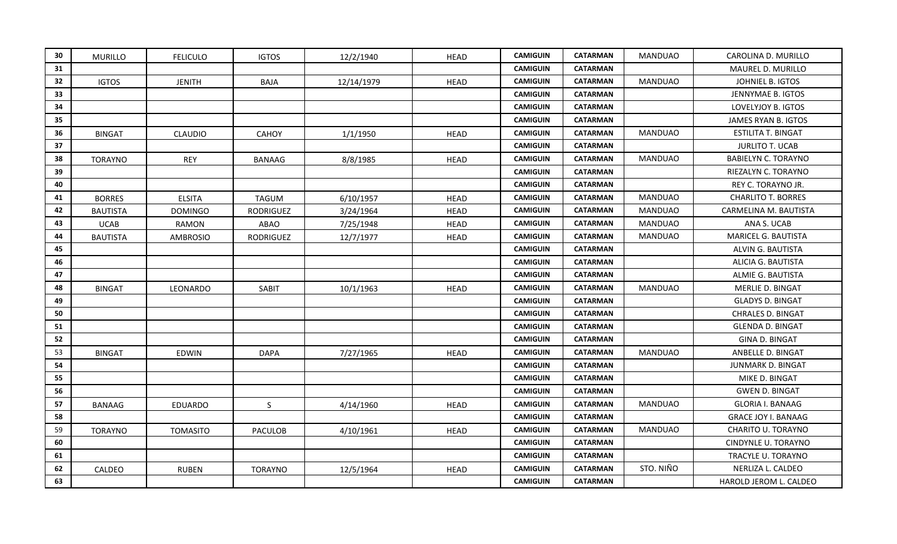| 30 | MURILLO | FELICULO | IGTOS | 12/2/1940 | HEAD | CAMIGUIN | CATARMAN | MANDUAO | CAROLINA D. MURILLO |
|---|---|---|---|---|---|---|---|---|---|
| 31 | | | | | | CAMIGUIN | CATARMAN | | MAUREL D. MURILLO |
| 32 | IGTOS | JENITH | BAJA | 12/14/1979 | HEAD | CAMIGUIN | CATARMAN | MANDUAO | JOHNIEL B. IGTOS |
| 33 | | | | | | CAMIGUIN | CATARMAN | | JENNYMAE B. IGTOS |
| 34 | | | | | | CAMIGUIN | CATARMAN | | LOVELYJOY B. IGTOS |
| 35 | | | | | | CAMIGUIN | CATARMAN | | JAMES RYAN B. IGTOS |
| 36 | BINGAT | CLAUDIO | CAHOY | 1/1/1950 | HEAD | CAMIGUIN | CATARMAN | MANDUAO | ESTILITA T. BINGAT |
| 37 | | | | | | CAMIGUIN | CATARMAN | | JURLITO T. UCAB |
| 38 | TORAYNO | REY | BANAAG | 8/8/1985 | HEAD | CAMIGUIN | CATARMAN | MANDUAO | BABIELYN C. TORAYNO |
| 39 | | | | | | CAMIGUIN | CATARMAN | | RIEZALYN C. TORAYNO |
| 40 | | | | | | CAMIGUIN | CATARMAN | | REY C. TORAYNO JR. |
| 41 | BORRES | ELSITA | TAGUM | 6/10/1957 | HEAD | CAMIGUIN | CATARMAN | MANDUAO | CHARLITO T. BORRES |
| 42 | BAUTISTA | DOMINGO | RODRIGUEZ | 3/24/1964 | HEAD | CAMIGUIN | CATARMAN | MANDUAO | CARMELINA M. BAUTISTA |
| 43 | UCAB | RAMON | ABAO | 7/25/1948 | HEAD | CAMIGUIN | CATARMAN | MANDUAO | ANA S. UCAB |
| 44 | BAUTISTA | AMBROSIO | RODRIGUEZ | 12/7/1977 | HEAD | CAMIGUIN | CATARMAN | MANDUAO | MARICEL G. BAUTISTA |
| 45 | | | | | | CAMIGUIN | CATARMAN | | ALVIN G. BAUTISTA |
| 46 | | | | | | CAMIGUIN | CATARMAN | | ALICIA G. BAUTISTA |
| 47 | | | | | | CAMIGUIN | CATARMAN | | ALMIE G. BAUTISTA |
| 48 | BINGAT | LEONARDO | SABIT | 10/1/1963 | HEAD | CAMIGUIN | CATARMAN | MANDUAO | MERLIE D. BINGAT |
| 49 | | | | | | CAMIGUIN | CATARMAN | | GLADYS D. BINGAT |
| 50 | | | | | | CAMIGUIN | CATARMAN | | CHRALES D. BINGAT |
| 51 | | | | | | CAMIGUIN | CATARMAN | | GLENDA D. BINGAT |
| 52 | | | | | | CAMIGUIN | CATARMAN | | GINA D. BINGAT |
| 53 | BINGAT | EDWIN | DAPA | 7/27/1965 | HEAD | CAMIGUIN | CATARMAN | MANDUAO | ANBELLE D. BINGAT |
| 54 | | | | | | CAMIGUIN | CATARMAN | | JUNMARK D. BINGAT |
| 55 | | | | | | CAMIGUIN | CATARMAN | | MIKE D. BINGAT |
| 56 | | | | | | CAMIGUIN | CATARMAN | | GWEN D. BINGAT |
| 57 | BANAAG | EDUARDO | S | 4/14/1960 | HEAD | CAMIGUIN | CATARMAN | MANDUAO | GLORIA I. BANAAG |
| 58 | | | | | | CAMIGUIN | CATARMAN | | GRACE JOY I. BANAAG |
| 59 | TORAYNO | TOMASITO | PACULOB | 4/10/1961 | HEAD | CAMIGUIN | CATARMAN | MANDUAO | CHARITO U. TORAYNO |
| 60 | | | | | | CAMIGUIN | CATARMAN | | CINDYNLE U. TORAYNO |
| 61 | | | | | | CAMIGUIN | CATARMAN | | TRACYLE U. TORAYNO |
| 62 | CALDEO | RUBEN | TORAYNO | 12/5/1964 | HEAD | CAMIGUIN | CATARMAN | STO. NIÑO | NERLIZA L. CALDEO |
| 63 | | | | | | CAMIGUIN | CATARMAN | | HAROLD JEROM L. CALDEO |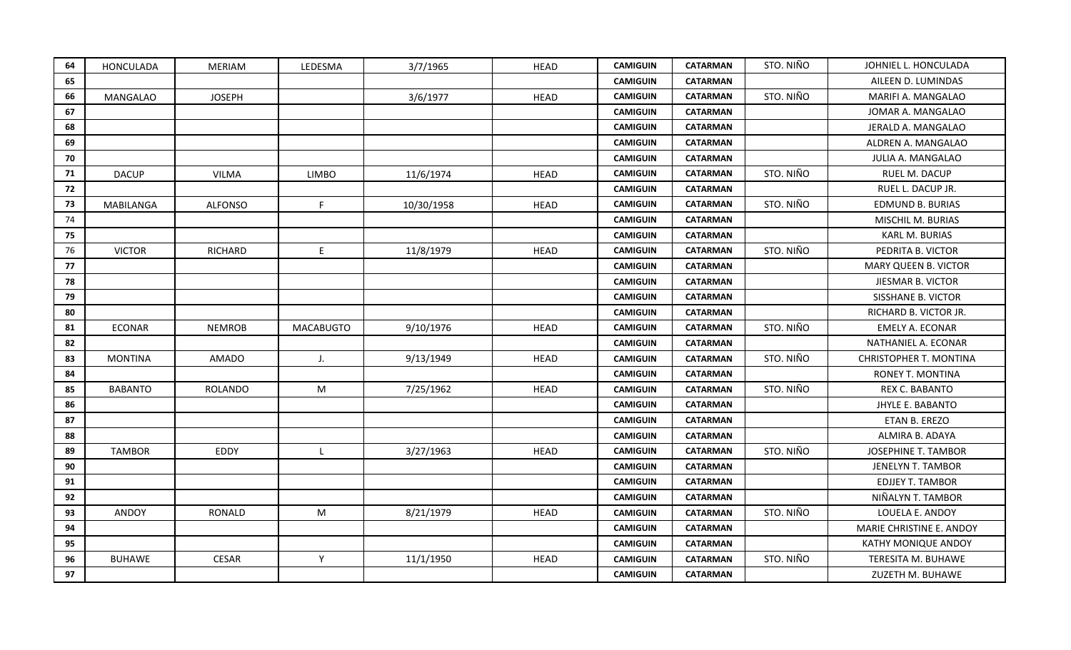| | | | | | | | | | |
|---|---|---|---|---|---|---|---|---|---|
| 64 | HONCULADA | MERIAM | LEDESMA | 3/7/1965 | HEAD | **CAMIGUIN** | **CATARMAN** | STO. NIÑO | JOHNIEL L. HONCULADA |
| 65 | | | | | | **CAMIGUIN** | **CATARMAN** | | AILEEN D. LUMINDAS |
| 66 | MANGALAO | JOSEPH | | 3/6/1977 | HEAD | **CAMIGUIN** | **CATARMAN** | STO. NIÑO | MARIFI A. MANGALAO |
| 67 | | | | | | **CAMIGUIN** | **CATARMAN** | | JOMAR A. MANGALAO |
| 68 | | | | | | **CAMIGUIN** | **CATARMAN** | | JERALD A. MANGALAO |
| 69 | | | | | | **CAMIGUIN** | **CATARMAN** | | ALDREN A. MANGALAO |
| 70 | | | | | | **CAMIGUIN** | **CATARMAN** | | JULIA A. MANGALAO |
| 71 | DACUP | VILMA | LIMBO | 11/6/1974 | HEAD | **CAMIGUIN** | **CATARMAN** | STO. NIÑO | RUEL M. DACUP |
| 72 | | | | | | **CAMIGUIN** | **CATARMAN** | | RUEL L. DACUP JR. |
| 73 | MABILANGA | ALFONSO | F | 10/30/1958 | HEAD | **CAMIGUIN** | **CATARMAN** | STO. NIÑO | EDMUND B. BURIAS |
| 74 | | | | | | **CAMIGUIN** | **CATARMAN** | | MISCHIL M. BURIAS |
| 75 | | | | | | **CAMIGUIN** | **CATARMAN** | | KARL M. BURIAS |
| 76 | VICTOR | RICHARD | E | 11/8/1979 | HEAD | **CAMIGUIN** | **CATARMAN** | STO. NIÑO | PEDRITA B. VICTOR |
| 77 | | | | | | **CAMIGUIN** | **CATARMAN** | | MARY QUEEN B. VICTOR |
| 78 | | | | | | **CAMIGUIN** | **CATARMAN** | | JIESMAR B. VICTOR |
| 79 | | | | | | **CAMIGUIN** | **CATARMAN** | | SISSHANE B. VICTOR |
| 80 | | | | | | **CAMIGUIN** | **CATARMAN** | | RICHARD B. VICTOR JR. |
| 81 | ECONAR | NEMROB | MACABUGTO | 9/10/1976 | HEAD | **CAMIGUIN** | **CATARMAN** | STO. NIÑO | EMELY A. ECONAR |
| 82 | | | | | | **CAMIGUIN** | **CATARMAN** | | NATHANIEL A. ECONAR |
| 83 | MONTINA | AMADO | J. | 9/13/1949 | HEAD | **CAMIGUIN** | **CATARMAN** | STO. NIÑO | CHRISTOPHER T. MONTINA |
| 84 | | | | | | **CAMIGUIN** | **CATARMAN** | | RONEY T. MONTINA |
| 85 | BABANTO | ROLANDO | M | 7/25/1962 | HEAD | **CAMIGUIN** | **CATARMAN** | STO. NIÑO | REX C. BABANTO |
| 86 | | | | | | **CAMIGUIN** | **CATARMAN** | | JHYLE E. BABANTO |
| 87 | | | | | | **CAMIGUIN** | **CATARMAN** | | ETAN B. EREZO |
| 88 | | | | | | **CAMIGUIN** | **CATARMAN** | | ALMIRA B. ADAYA |
| 89 | TAMBOR | EDDY | L | 3/27/1963 | HEAD | **CAMIGUIN** | **CATARMAN** | STO. NIÑO | JOSEPHINE T. TAMBOR |
| 90 | | | | | | **CAMIGUIN** | **CATARMAN** | | JENELYN T. TAMBOR |
| 91 | | | | | | **CAMIGUIN** | **CATARMAN** | | EDJJEY T. TAMBOR |
| 92 | | | | | | **CAMIGUIN** | **CATARMAN** | | NIÑALYN T. TAMBOR |
| 93 | ANDOY | RONALD | M | 8/21/1979 | HEAD | **CAMIGUIN** | **CATARMAN** | STO. NIÑO | LOUELA E. ANDOY |
| 94 | | | | | | **CAMIGUIN** | **CATARMAN** | | MARIE CHRISTINE E. ANDOY |
| 95 | | | | | | **CAMIGUIN** | **CATARMAN** | | KATHY MONIQUE ANDOY |
| 96 | BUHAWE | CESAR | Y | 11/1/1950 | HEAD | **CAMIGUIN** | **CATARMAN** | STO. NIÑO | TERESITA M. BUHAWE |
| 97 | | | | | | **CAMIGUIN** | **CATARMAN** | | ZUZETH M. BUHAWE |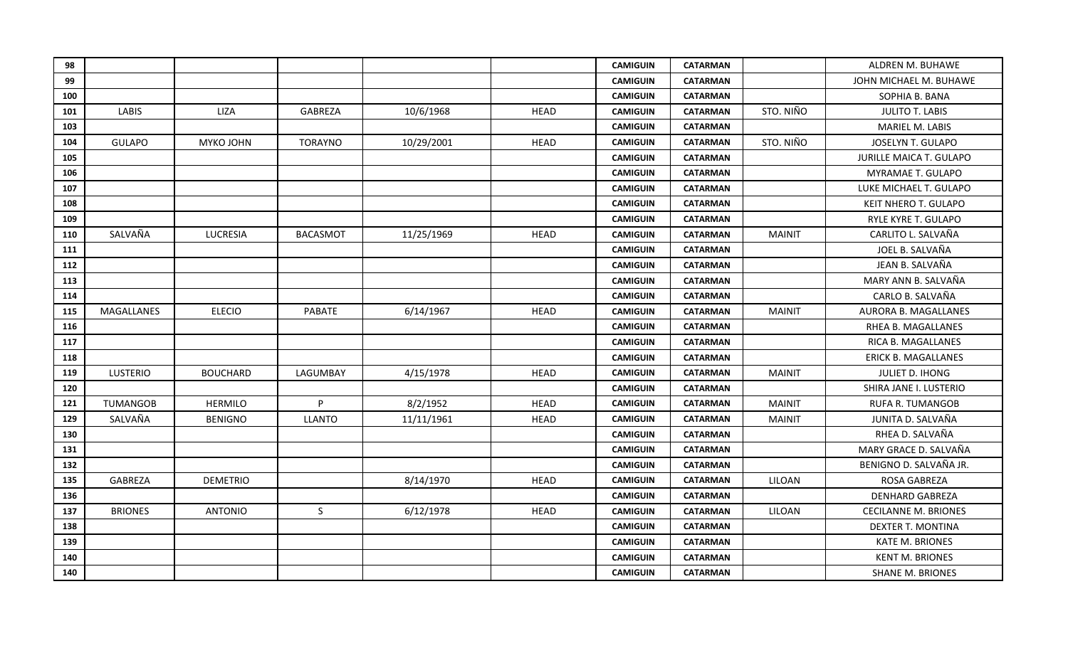| 98 | | | | | | CAMIGUIN | CATARMAN | | ALDREN M. BUHAWE |
|---|---|---|---|---|---|---|---|---|---|
| 99 | | | | | | CAMIGUIN | CATARMAN | | JOHN MICHAEL M. BUHAWE |
| 100 | | | | | | CAMIGUIN | CATARMAN | | SOPHIA B. BANA |
| 101 | LABIS | LIZA | GABREZA | 10/6/1968 | HEAD | CAMIGUIN | CATARMAN | STO. NIÑO | JULITO T. LABIS |
| 103 | | | | | | CAMIGUIN | CATARMAN | | MARIEL M. LABIS |
| 104 | GULAPO | MYKO JOHN | TORAYNO | 10/29/2001 | HEAD | CAMIGUIN | CATARMAN | STO. NIÑO | JOSELYN T. GULAPO |
| 105 | | | | | | CAMIGUIN | CATARMAN | | JURILLE MAICA T. GULAPO |
| 106 | | | | | | CAMIGUIN | CATARMAN | | MYRAMAE T. GULAPO |
| 107 | | | | | | CAMIGUIN | CATARMAN | | LUKE MICHAEL T. GULAPO |
| 108 | | | | | | CAMIGUIN | CATARMAN | | KEIT NHERO T. GULAPO |
| 109 | | | | | | CAMIGUIN | CATARMAN | | RYLE KYRE T. GULAPO |
| 110 | SALVAÑA | LUCRESIA | BACASMOT | 11/25/1969 | HEAD | CAMIGUIN | CATARMAN | MAINIT | CARLITO L. SALVAÑA |
| 111 | | | | | | CAMIGUIN | CATARMAN | | JOEL B. SALVAÑA |
| 112 | | | | | | CAMIGUIN | CATARMAN | | JEAN B. SALVAÑA |
| 113 | | | | | | CAMIGUIN | CATARMAN | | MARY ANN B. SALVAÑA |
| 114 | | | | | | CAMIGUIN | CATARMAN | | CARLO B. SALVAÑA |
| 115 | MAGALLANES | ELECIO | PABATE | 6/14/1967 | HEAD | CAMIGUIN | CATARMAN | MAINIT | AURORA B. MAGALLANES |
| 116 | | | | | | CAMIGUIN | CATARMAN | | RHEA B. MAGALLANES |
| 117 | | | | | | CAMIGUIN | CATARMAN | | RICA B. MAGALLANES |
| 118 | | | | | | CAMIGUIN | CATARMAN | | ERICK B. MAGALLANES |
| 119 | LUSTERIO | BOUCHARD | LAGUMBAY | 4/15/1978 | HEAD | CAMIGUIN | CATARMAN | MAINIT | JULIET D. IHONG |
| 120 | | | | | | CAMIGUIN | CATARMAN | | SHIRA JANE I. LUSTERIO |
| 121 | TUMANGOB | HERMILO | P | 8/2/1952 | HEAD | CAMIGUIN | CATARMAN | MAINIT | RUFA R. TUMANGOB |
| 129 | SALVAÑA | BENIGNO | LLANTO | 11/11/1961 | HEAD | CAMIGUIN | CATARMAN | MAINIT | JUNITA D. SALVAÑA |
| 130 | | | | | | CAMIGUIN | CATARMAN | | RHEA D. SALVAÑA |
| 131 | | | | | | CAMIGUIN | CATARMAN | | MARY GRACE D. SALVAÑA |
| 132 | | | | | | CAMIGUIN | CATARMAN | | BENIGNO D. SALVAÑA JR. |
| 135 | GABREZA | DEMETRIO | | 8/14/1970 | HEAD | CAMIGUIN | CATARMAN | LILOAN | ROSA GABREZA |
| 136 | | | | | | CAMIGUIN | CATARMAN | | DENHARD GABREZA |
| 137 | BRIONES | ANTONIO | S | 6/12/1978 | HEAD | CAMIGUIN | CATARMAN | LILOAN | CECILANNE M. BRIONES |
| 138 | | | | | | CAMIGUIN | CATARMAN | | DEXTER T. MONTINA |
| 139 | | | | | | CAMIGUIN | CATARMAN | | KATE M. BRIONES |
| 140 | | | | | | CAMIGUIN | CATARMAN | | KENT M. BRIONES |
| 140 | | | | | | CAMIGUIN | CATARMAN | | SHANE M. BRIONES |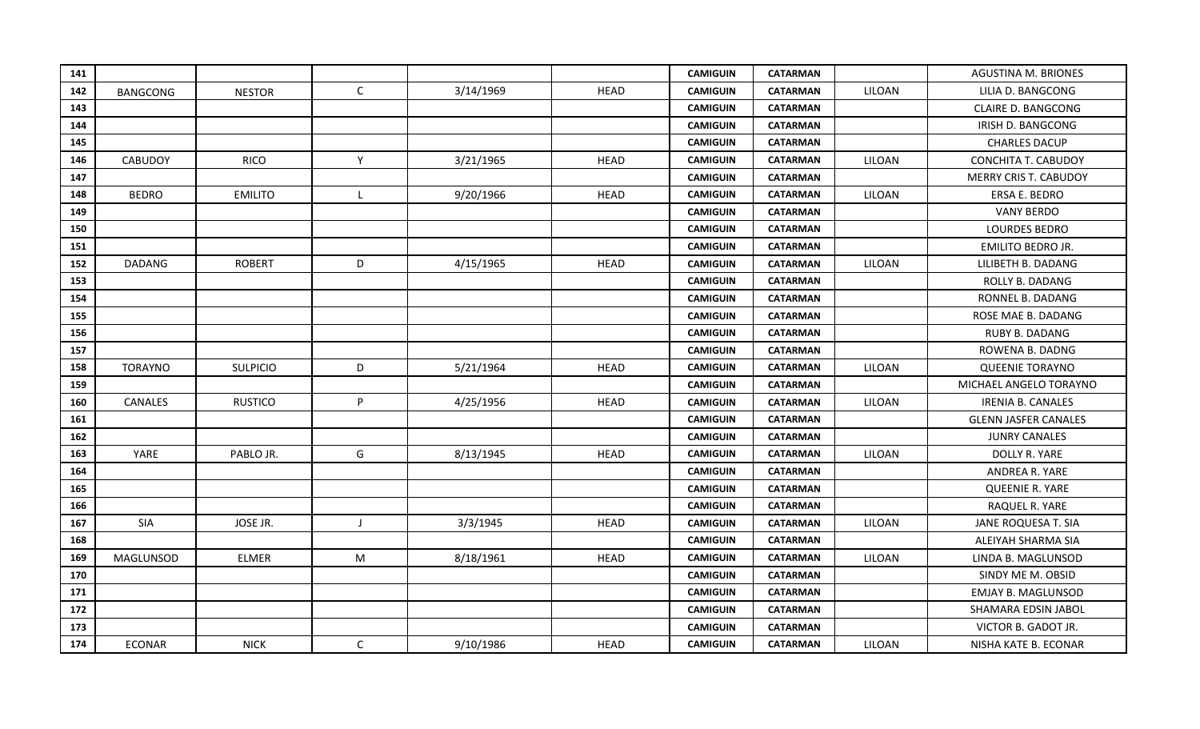| 141 | | | | | | CAMIGUIN | CATARMAN | | AGUSTINA M. BRIONES |
|---|---|---|---|---|---|---|---|---|---|
| 142 | BANGCONG | NESTOR | C | 3/14/1969 | HEAD | CAMIGUIN | CATARMAN | LILOAN | LILIA D. BANGCONG |
| 143 | | | | | | CAMIGUIN | CATARMAN | | CLAIRE D. BANGCONG |
| 144 | | | | | | CAMIGUIN | CATARMAN | | IRISH D. BANGCONG |
| 145 | | | | | | CAMIGUIN | CATARMAN | | CHARLES DACUP |
| 146 | CABUDOY | RICO | Y | 3/21/1965 | HEAD | CAMIGUIN | CATARMAN | LILOAN | CONCHITA T. CABUDOY |
| 147 | | | | | | CAMIGUIN | CATARMAN | | MERRY CRIS T. CABUDOY |
| 148 | BEDRO | EMILITO | L | 9/20/1966 | HEAD | CAMIGUIN | CATARMAN | LILOAN | ERSA E. BEDRO |
| 149 | | | | | | CAMIGUIN | CATARMAN | | VANY BERDO |
| 150 | | | | | | CAMIGUIN | CATARMAN | | LOURDES BEDRO |
| 151 | | | | | | CAMIGUIN | CATARMAN | | EMILITO BEDRO JR. |
| 152 | DADANG | ROBERT | D | 4/15/1965 | HEAD | CAMIGUIN | CATARMAN | LILOAN | LILIBETH B. DADANG |
| 153 | | | | | | CAMIGUIN | CATARMAN | | ROLLY B. DADANG |
| 154 | | | | | | CAMIGUIN | CATARMAN | | RONNEL B. DADANG |
| 155 | | | | | | CAMIGUIN | CATARMAN | | ROSE MAE B. DADANG |
| 156 | | | | | | CAMIGUIN | CATARMAN | | RUBY B. DADANG |
| 157 | | | | | | CAMIGUIN | CATARMAN | | ROWENA B. DADNG |
| 158 | TORAYNO | SULPICIO | D | 5/21/1964 | HEAD | CAMIGUIN | CATARMAN | LILOAN | QUEENIE TORAYNO |
| 159 | | | | | | CAMIGUIN | CATARMAN | | MICHAEL ANGELO TORAYNO |
| 160 | CANALES | RUSTICO | P | 4/25/1956 | HEAD | CAMIGUIN | CATARMAN | LILOAN | IRENIA B. CANALES |
| 161 | | | | | | CAMIGUIN | CATARMAN | | GLENN JASFER CANALES |
| 162 | | | | | | CAMIGUIN | CATARMAN | | JUNRY CANALES |
| 163 | YARE | PABLO JR. | G | 8/13/1945 | HEAD | CAMIGUIN | CATARMAN | LILOAN | DOLLY R. YARE |
| 164 | | | | | | CAMIGUIN | CATARMAN | | ANDREA R. YARE |
| 165 | | | | | | CAMIGUIN | CATARMAN | | QUEENIE R. YARE |
| 166 | | | | | | CAMIGUIN | CATARMAN | | RAQUEL R. YARE |
| 167 | SIA | JOSE JR. | J | 3/3/1945 | HEAD | CAMIGUIN | CATARMAN | LILOAN | JANE ROQUESA T. SIA |
| 168 | | | | | | CAMIGUIN | CATARMAN | | ALEIYAH SHARMA SIA |
| 169 | MAGLUNSOD | ELMER | M | 8/18/1961 | HEAD | CAMIGUIN | CATARMAN | LILOAN | LINDA B. MAGLUNSOD |
| 170 | | | | | | CAMIGUIN | CATARMAN | | SINDY ME M. OBSID |
| 171 | | | | | | CAMIGUIN | CATARMAN | | EMJAY B. MAGLUNSOD |
| 172 | | | | | | CAMIGUIN | CATARMAN | | SHAMARA EDSIN JABOL |
| 173 | | | | | | CAMIGUIN | CATARMAN | | VICTOR B. GADOT JR. |
| 174 | ECONAR | NICK | C | 9/10/1986 | HEAD | CAMIGUIN | CATARMAN | LILOAN | NISHA KATE B. ECONAR |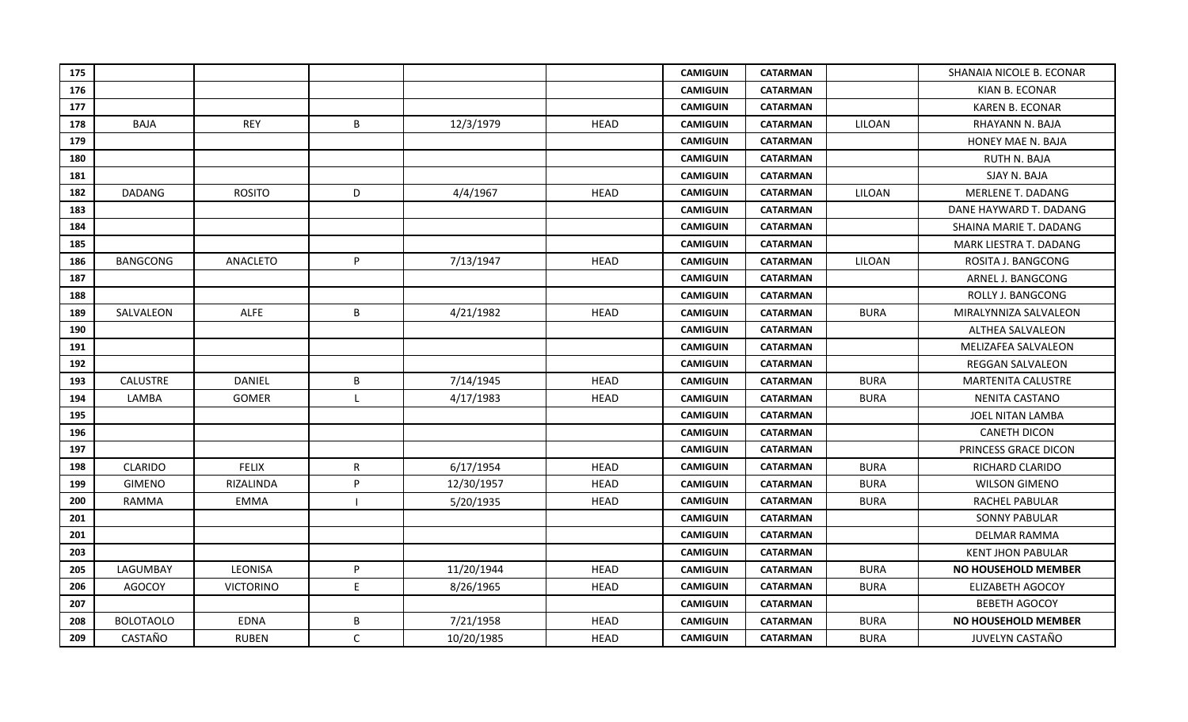| 175 | | | | | | CAMIGUIN | CATARMAN | | SHANAIA NICOLE B. ECONAR |
|---|---|---|---|---|---|---|---|---|---|
| 176 | | | | | | CAMIGUIN | CATARMAN | | KIAN B. ECONAR |
| 177 | | | | | | CAMIGUIN | CATARMAN | | KAREN B. ECONAR |
| 178 | BAJA | REY | B | 12/3/1979 | HEAD | CAMIGUIN | CATARMAN | LILOAN | RHAYANN N. BAJA |
| 179 | | | | | | CAMIGUIN | CATARMAN | | HONEY MAE N. BAJA |
| 180 | | | | | | CAMIGUIN | CATARMAN | | RUTH N. BAJA |
| 181 | | | | | | CAMIGUIN | CATARMAN | | SJAY N. BAJA |
| 182 | DADANG | ROSITO | D | 4/4/1967 | HEAD | CAMIGUIN | CATARMAN | LILOAN | MERLENE T. DADANG |
| 183 | | | | | | CAMIGUIN | CATARMAN | | DANE HAYWARD T. DADANG |
| 184 | | | | | | CAMIGUIN | CATARMAN | | SHAINA MARIE T. DADANG |
| 185 | | | | | | CAMIGUIN | CATARMAN | | MARK LIESTRA T. DADANG |
| 186 | BANGCONG | ANACLETO | P | 7/13/1947 | HEAD | CAMIGUIN | CATARMAN | LILOAN | ROSITA J. BANGCONG |
| 187 | | | | | | CAMIGUIN | CATARMAN | | ARNEL J. BANGCONG |
| 188 | | | | | | CAMIGUIN | CATARMAN | | ROLLY J. BANGCONG |
| 189 | SALVALEON | ALFE | B | 4/21/1982 | HEAD | CAMIGUIN | CATARMAN | BURA | MIRALYNNIZA SALVALEON |
| 190 | | | | | | CAMIGUIN | CATARMAN | | ALTHEA SALVALEON |
| 191 | | | | | | CAMIGUIN | CATARMAN | | MELIZAFEA SALVALEON |
| 192 | | | | | | CAMIGUIN | CATARMAN | | REGGAN SALVALEON |
| 193 | CALUSTRE | DANIEL | B | 7/14/1945 | HEAD | CAMIGUIN | CATARMAN | BURA | MARTENITA CALUSTRE |
| 194 | LAMBA | GOMER | L | 4/17/1983 | HEAD | CAMIGUIN | CATARMAN | BURA | NENITA CASTANO |
| 195 | | | | | | CAMIGUIN | CATARMAN | | JOEL NITAN LAMBA |
| 196 | | | | | | CAMIGUIN | CATARMAN | | CANETH DICON |
| 197 | | | | | | CAMIGUIN | CATARMAN | | PRINCESS GRACE DICON |
| 198 | CLARIDO | FELIX | R | 6/17/1954 | HEAD | CAMIGUIN | CATARMAN | BURA | RICHARD CLARIDO |
| 199 | GIMENO | RIZALINDA | P | 12/30/1957 | HEAD | CAMIGUIN | CATARMAN | BURA | WILSON GIMENO |
| 200 | RAMMA | EMMA | I | 5/20/1935 | HEAD | CAMIGUIN | CATARMAN | BURA | RACHEL PABULAR |
| 201 | | | | | | CAMIGUIN | CATARMAN | | SONNY PABULAR |
| 201 | | | | | | CAMIGUIN | CATARMAN | | DELMAR RAMMA |
| 203 | | | | | | CAMIGUIN | CATARMAN | | KENT JHON PABULAR |
| 205 | LAGUMBAY | LEONISA | P | 11/20/1944 | HEAD | CAMIGUIN | CATARMAN | BURA | **NO HOUSEHOLD MEMBER** |
| 206 | AGOCOY | VICTORINO | E | 8/26/1965 | HEAD | CAMIGUIN | CATARMAN | BURA | ELIZABETH AGOCOY |
| 207 | | | | | | CAMIGUIN | CATARMAN | | BEBETH AGOCOY |
| 208 | BOLOTAOLO | EDNA | B | 7/21/1958 | HEAD | CAMIGUIN | CATARMAN | BURA | **NO HOUSEHOLD MEMBER** |
| 209 | CASTAÑO | RUBEN | C | 10/20/1985 | HEAD | CAMIGUIN | CATARMAN | BURA | JUVELYN CASTAÑO |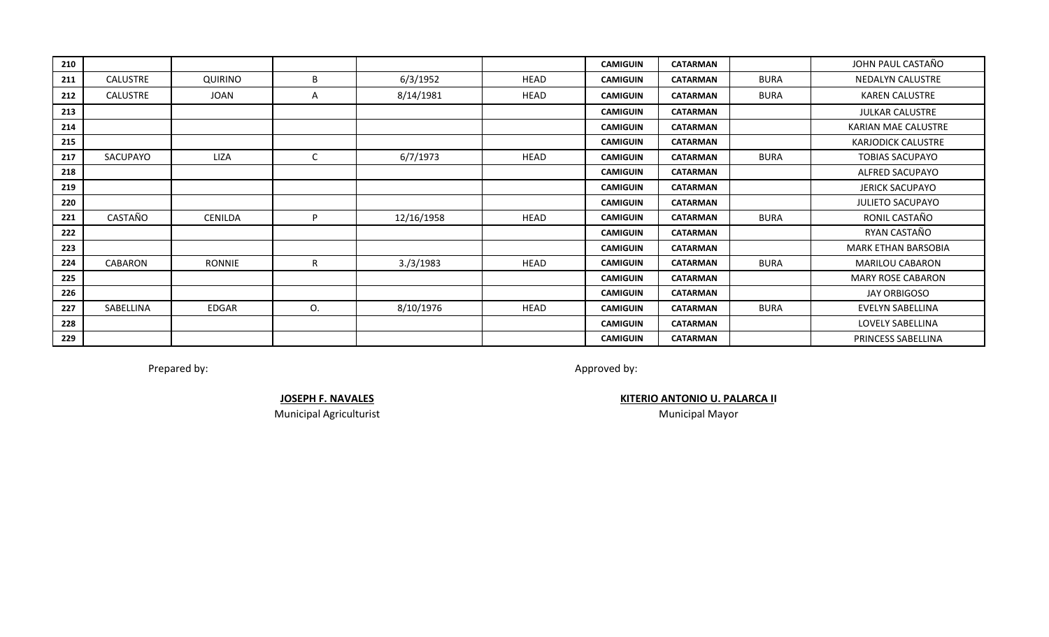| | | | | | | | | | |
|---|---|---|---|---|---|---|---|---|---|
| **210** | | | | | | **CAMIGUIN** | **CATARMAN** | | JOHN PAUL CASTAÑO |
| **211** | CALUSTRE | QUIRINO | B | 6/3/1952 | HEAD | **CAMIGUIN** | **CATARMAN** | BURA | NEDALYN CALUSTRE |
| **212** | CALUSTRE | JOAN | A | 8/14/1981 | HEAD | **CAMIGUIN** | **CATARMAN** | BURA | KAREN CALUSTRE |
| **213** | | | | | | **CAMIGUIN** | **CATARMAN** | | JULKAR CALUSTRE |
| **214** | | | | | | **CAMIGUIN** | **CATARMAN** | | KARIAN MAE CALUSTRE |
| **215** | | | | | | **CAMIGUIN** | **CATARMAN** | | KARJODICK CALUSTRE |
| **217** | SACUPAYO | LIZA | C | 6/7/1973 | HEAD | **CAMIGUIN** | **CATARMAN** | BURA | TOBIAS SACUPAYO |
| **218** | | | | | | **CAMIGUIN** | **CATARMAN** | | ALFRED SACUPAYO |
| **219** | | | | | | **CAMIGUIN** | **CATARMAN** | | JERICK SACUPAYO |
| **220** | | | | | | **CAMIGUIN** | **CATARMAN** | | JULIETO SACUPAYO |
| **221** | CASTAÑO | CENILDA | P | 12/16/1958 | HEAD | **CAMIGUIN** | **CATARMAN** | BURA | RONIL CASTAÑO |
| **222** | | | | | | **CAMIGUIN** | **CATARMAN** | | RYAN CASTAÑO |
| **223** | | | | | | **CAMIGUIN** | **CATARMAN** | | MARK ETHAN BARSOBIA |
| **224** | CABARON | RONNIE | R | 3./3/1983 | HEAD | **CAMIGUIN** | **CATARMAN** | BURA | MARILOU CABARON |
| **225** | | | | | | **CAMIGUIN** | **CATARMAN** | | MARY ROSE CABARON |
| **226** | | | | | | **CAMIGUIN** | **CATARMAN** | | JAY ORBIGOSO |
| **227** | SABELLINA | EDGAR | O. | 8/10/1976 | HEAD | **CAMIGUIN** | **CATARMAN** | BURA | EVELYN SABELLINA |
| **228** | | | | | | **CAMIGUIN** | **CATARMAN** | | LOVELY SABELLINA |
| **229** | | | | | | **CAMIGUIN** | **CATARMAN** | | PRINCESS SABELLINA |

Prepared by:

**JOSEPH F. NAVALES**
Municipal Agriculturist

Approved by:

**KITERIO ANTONIO U. PALARCA II**
Municipal Mayor